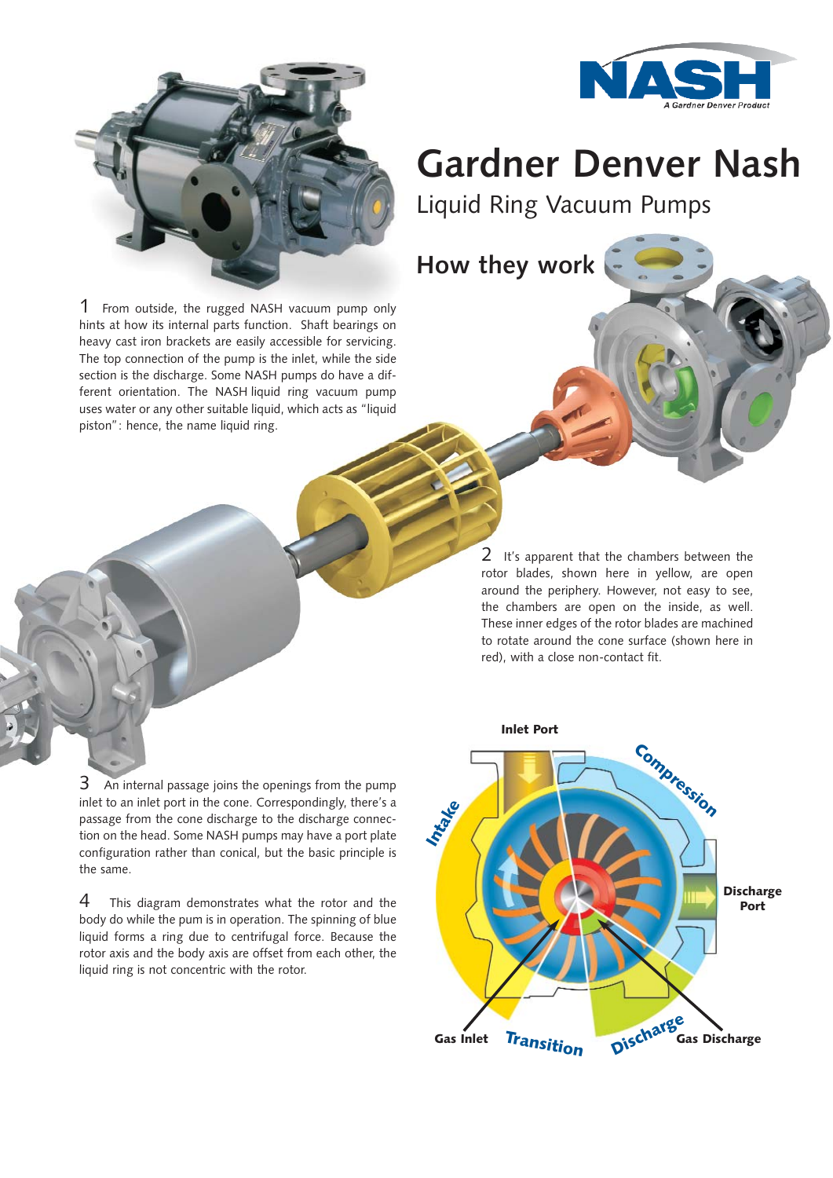# Gardner Denver Nash

## Liquid Ring Vacuum Pumps

## How they work

1 From outside, the rugged NASH vacuum pump only hints at how its internal parts function. Shaft bearings on heavy cast iron brackets are easily accessible for servicing. The top connection of the pump is the inlet, while the side section is the discharge. Some NASH pumps do have a different orientation. The NASH liquid ring vacuum pump uses water or any other suitable liquid, which acts as "liquid piston": hence, the name liquid ring.

2 It's apparent that the chambers between the rotor blades, shown here in yellow, are open around the periphery. However, not easy to see, the chambers are open on the inside, as well. These inner edges of the rotor blades are machined to rotate around the cone surface (shown here in red), with a close non-contact fit.

3 An internal passage joins the openings from the pump inlet to an inlet port in the cone. Correspondingly, there's a passage from the cone discharge to the discharge connection on the head. Some NASH pumps may have a port plate configuration rather than conical, but the basic principle is the same.

4 This diagram demonstrates what the rotor and the body do while the pum is in operation. The spinning of blue liquid forms a ring due to centrifugal force. Because the rotor axis and the body axis are offset from each other, the liquid ring is not concentric with the rotor.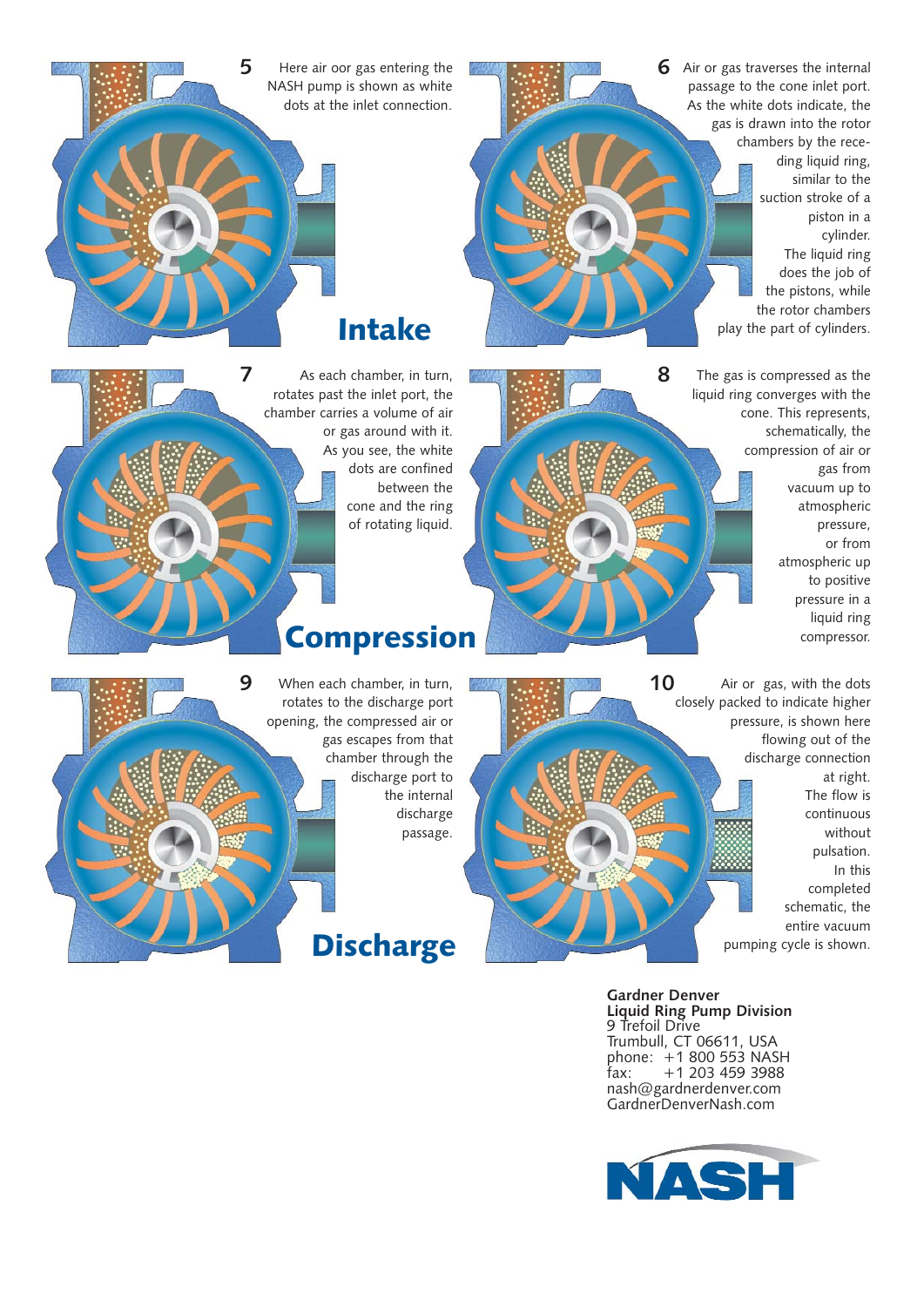**5** Here air oor gas entering the NASH pump is shown as white dots at the inlet connection.

**6** Air or gas traverses the internal passage to the cone inlet port. As the white dots indicate, the gas is drawn into the rotor chambers by the receding liquid ring, similar to the suction stroke of a piston in a cylinder. The liquid ring does the job of the pistons, while the rotor chambers play the part of cylinders.

## Intake

**7** As each chamber, in turn, rotates past the inlet port, the chamber carries a volume of air or gas around with it. As you see, the white dots are confined between the cone and the ring of rotating liquid.

**8** The gas is compressed as the liquid ring converges with the cone. This represents, schematically, the compression of air or gas from vacuum up to atmospheric pressure, or from atmospheric up to positive pressure in a liquid ring compressor.

## Compression

**9** When each chamber, in turn, rotates to the discharge port opening, the compressed air or gas escapes from that chamber through the discharge port to the internal discharge passage.

**10** Air or gas, with the dots closely packed to indicate higher pressure, is shown here flowing out of the discharge connection at right. The flow is continuous without pulsation. In this completed schematic, the entire vacuum pumping cycle is shown.

## Discharge

**Gardner Denver**
**Liquid Ring Pump Division**
9 Trefoil Drive
Trumbull, CT 06611, USA
phone: +1 800 553 NASH
fax: +1 203 459 3988
nash@gardnerdenver.com
GardnerDenverNash.com

NASH